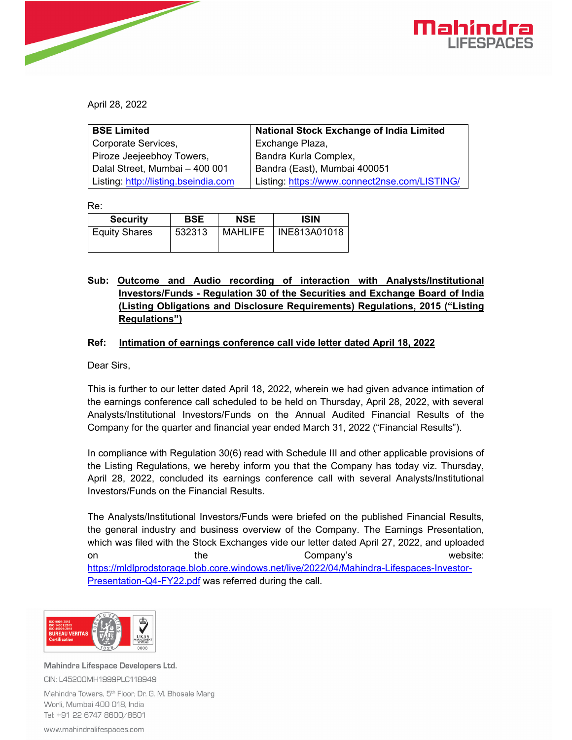April 28, 2022

| **BSE Limited** | **National Stock Exchange of India Limited** |
|---|---|
| Corporate Services, | Exchange Plaza, |
| Piroze Jeejeebhoy Towers, | Bandra Kurla Complex, |
| Dalal Street, Mumbai – 400 001 | Bandra (East), Mumbai 400051 |
| Listing: http://listing.bseindia.com | Listing: https://www.connect2nse.com/LISTING/ |

Re:

| Security | BSE | NSE | ISIN |
|---|---|---|---|
| Equity Shares | 532313 | MAHLIFE | INE813A01018 |

**Sub: Outcome and Audio recording of interaction with Analysts/Institutional Investors/Funds - Regulation 30 of the Securities and Exchange Board of India (Listing Obligations and Disclosure Requirements) Regulations, 2015 ("Listing Regulations")**

**Ref: Intimation of earnings conference call vide letter dated April 18, 2022**

Dear Sirs,

This is further to our letter dated April 18, 2022, wherein we had given advance intimation of the earnings conference call scheduled to be held on Thursday, April 28, 2022, with several Analysts/Institutional Investors/Funds on the Annual Audited Financial Results of the Company for the quarter and financial year ended March 31, 2022 ("Financial Results").

In compliance with Regulation 30(6) read with Schedule III and other applicable provisions of the Listing Regulations, we hereby inform you that the Company has today viz. Thursday, April 28, 2022, concluded its earnings conference call with several Analysts/Institutional Investors/Funds on the Financial Results.

The Analysts/Institutional Investors/Funds were briefed on the published Financial Results, the general industry and business overview of the Company. The Earnings Presentation, which was filed with the Stock Exchanges vide our letter dated April 27, 2022, and uploaded on the Company's website: https://mldlprodstorage.blob.core.windows.net/live/2022/04/Mahindra-Lifespaces-Investor-Presentation-Q4-FY22.pdf was referred during the call.

Mahindra Lifespace Developers Ltd.
CIN: L45200MH1999PLC118949
Mahindra Towers, 5th Floor, Dr. G. M. Bhosale Marg
Worli, Mumbai 400 018, India
Tel: +91 22 6747 8600/8601
www.mahindralifespaces.com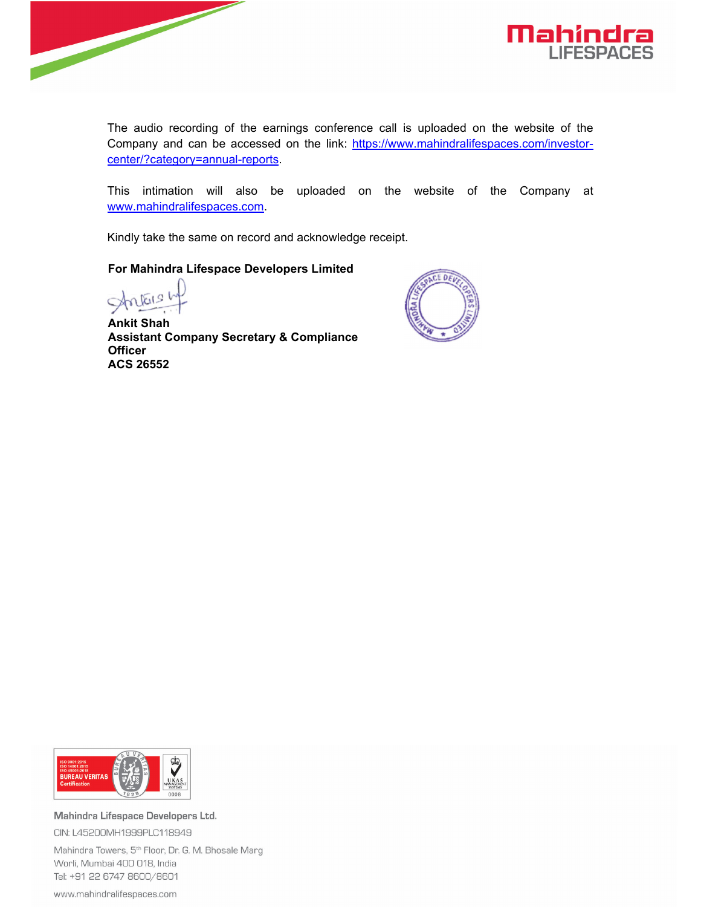The audio recording of the earnings conference call is uploaded on the website of the Company and can be accessed on the link: https://www.mahindralifespaces.com/investor-center/?category=annual-reports.

This intimation will also be uploaded on the website of the Company at www.mahindralifespaces.com.

Kindly take the same on record and acknowledge receipt.

**For Mahindra Lifespace Developers Limited**

**Ankit Shah**
**Assistant Company Secretary & Compliance Officer**
**ACS 26552**

Mahindra Lifespace Developers Ltd.
CIN: L45200MH1999PLC118949
Mahindra Towers, 5th Floor, Dr. G. M. Bhosale Marg
Worli, Mumbai 400 018, India
Tel: +91 22 6747 8600/8601
www.mahindralifespaces.com